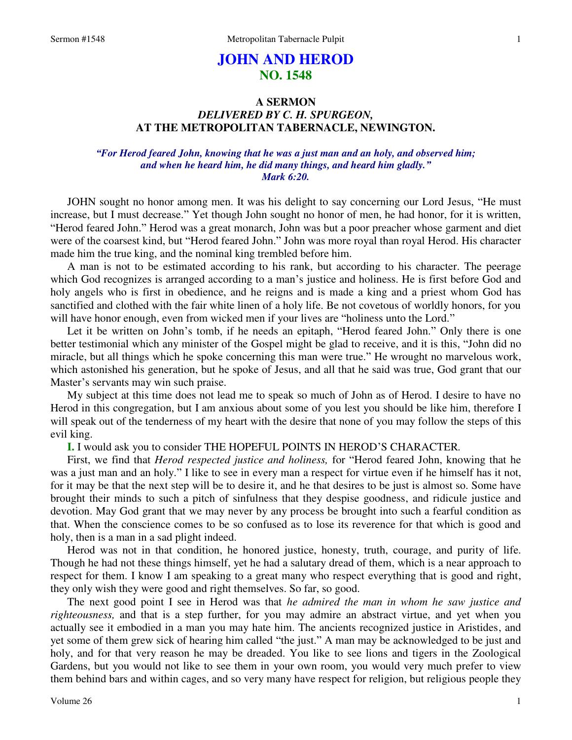# JOHN AND HEROD
## NO. 1548

### A SERMON
### *DELIVERED BY C. H. SPURGEON,*
### AT THE METROPOLITAN TABERNACLE, NEWINGTON.

*"For Herod feared John, knowing that he was a just man and an holy, and observed him; and when he heard him, he did many things, and heard him gladly."*
*Mark 6:20.*

JOHN sought no honor among men. It was his delight to say concerning our Lord Jesus, "He must increase, but I must decrease." Yet though John sought no honor of men, he had honor, for it is written, "Herod feared John." Herod was a great monarch, John was but a poor preacher whose garment and diet were of the coarsest kind, but "Herod feared John." John was more royal than royal Herod. His character made him the true king, and the nominal king trembled before him.

A man is not to be estimated according to his rank, but according to his character. The peerage which God recognizes is arranged according to a man's justice and holiness. He is first before God and holy angels who is first in obedience, and he reigns and is made a king and a priest whom God has sanctified and clothed with the fair white linen of a holy life. Be not covetous of worldly honors, for you will have honor enough, even from wicked men if your lives are "holiness unto the Lord."

Let it be written on John's tomb, if he needs an epitaph, "Herod feared John." Only there is one better testimonial which any minister of the Gospel might be glad to receive, and it is this, "John did no miracle, but all things which he spoke concerning this man were true." He wrought no marvelous work, which astonished his generation, but he spoke of Jesus, and all that he said was true, God grant that our Master's servants may win such praise.

My subject at this time does not lead me to speak so much of John as of Herod. I desire to have no Herod in this congregation, but I am anxious about some of you lest you should be like him, therefore I will speak out of the tenderness of my heart with the desire that none of you may follow the steps of this evil king.

**I.** I would ask you to consider THE HOPEFUL POINTS IN HEROD'S CHARACTER.

First, we find that *Herod respected justice and holiness,* for "Herod feared John, knowing that he was a just man and an holy." I like to see in every man a respect for virtue even if he himself has it not, for it may be that the next step will be to desire it, and he that desires to be just is almost so. Some have brought their minds to such a pitch of sinfulness that they despise goodness, and ridicule justice and devotion. May God grant that we may never by any process be brought into such a fearful condition as that. When the conscience comes to be so confused as to lose its reverence for that which is good and holy, then is a man in a sad plight indeed.

Herod was not in that condition, he honored justice, honesty, truth, courage, and purity of life. Though he had not these things himself, yet he had a salutary dread of them, which is a near approach to respect for them. I know I am speaking to a great many who respect everything that is good and right, they only wish they were good and right themselves. So far, so good.

The next good point I see in Herod was that *he admired the man in whom he saw justice and righteousness,* and that is a step further, for you may admire an abstract virtue, and yet when you actually see it embodied in a man you may hate him. The ancients recognized justice in Aristides, and yet some of them grew sick of hearing him called "the just." A man may be acknowledged to be just and holy, and for that very reason he may be dreaded. You like to see lions and tigers in the Zoological Gardens, but you would not like to see them in your own room, you would very much prefer to view them behind bars and within cages, and so very many have respect for religion, but religious people they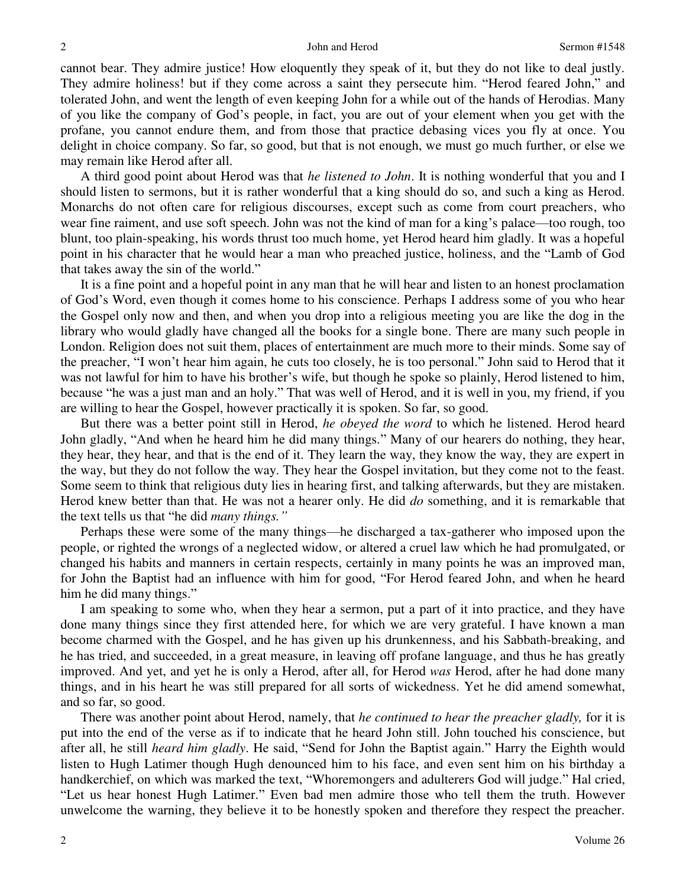cannot bear. They admire justice! How eloquently they speak of it, but they do not like to deal justly. They admire holiness! but if they come across a saint they persecute him. "Herod feared John," and tolerated John, and went the length of even keeping John for a while out of the hands of Herodias. Many of you like the company of God's people, in fact, you are out of your element when you get with the profane, you cannot endure them, and from those that practice debasing vices you fly at once. You delight in choice company. So far, so good, but that is not enough, we must go much further, or else we may remain like Herod after all.

A third good point about Herod was that *he listened to John*. It is nothing wonderful that you and I should listen to sermons, but it is rather wonderful that a king should do so, and such a king as Herod. Monarchs do not often care for religious discourses, except such as come from court preachers, who wear fine raiment, and use soft speech. John was not the kind of man for a king's palace—too rough, too blunt, too plain-speaking, his words thrust too much home, yet Herod heard him gladly. It was a hopeful point in his character that he would hear a man who preached justice, holiness, and the "Lamb of God that takes away the sin of the world."

It is a fine point and a hopeful point in any man that he will hear and listen to an honest proclamation of God's Word, even though it comes home to his conscience. Perhaps I address some of you who hear the Gospel only now and then, and when you drop into a religious meeting you are like the dog in the library who would gladly have changed all the books for a single bone. There are many such people in London. Religion does not suit them, places of entertainment are much more to their minds. Some say of the preacher, "I won't hear him again, he cuts too closely, he is too personal." John said to Herod that it was not lawful for him to have his brother's wife, but though he spoke so plainly, Herod listened to him, because "he was a just man and an holy." That was well of Herod, and it is well in you, my friend, if you are willing to hear the Gospel, however practically it is spoken. So far, so good.

But there was a better point still in Herod, *he obeyed the word* to which he listened. Herod heard John gladly, "And when he heard him he did many things." Many of our hearers do nothing, they hear, they hear, they hear, and that is the end of it. They learn the way, they know the way, they are expert in the way, but they do not follow the way. They hear the Gospel invitation, but they come not to the feast. Some seem to think that religious duty lies in hearing first, and talking afterwards, but they are mistaken. Herod knew better than that. He was not a hearer only. He did *do* something, and it is remarkable that the text tells us that "he did *many things."*

Perhaps these were some of the many things—he discharged a tax-gatherer who imposed upon the people, or righted the wrongs of a neglected widow, or altered a cruel law which he had promulgated, or changed his habits and manners in certain respects, certainly in many points he was an improved man, for John the Baptist had an influence with him for good, "For Herod feared John, and when he heard him he did many things."

I am speaking to some who, when they hear a sermon, put a part of it into practice, and they have done many things since they first attended here, for which we are very grateful. I have known a man become charmed with the Gospel, and he has given up his drunkenness, and his Sabbath-breaking, and he has tried, and succeeded, in a great measure, in leaving off profane language, and thus he has greatly improved. And yet, and yet he is only a Herod, after all, for Herod *was* Herod, after he had done many things, and in his heart he was still prepared for all sorts of wickedness. Yet he did amend somewhat, and so far, so good.

There was another point about Herod, namely, that *he continued to hear the preacher gladly,* for it is put into the end of the verse as if to indicate that he heard John still. John touched his conscience, but after all, he still *heard him gladly*. He said, "Send for John the Baptist again." Harry the Eighth would listen to Hugh Latimer though Hugh denounced him to his face, and even sent him on his birthday a handkerchief, on which was marked the text, "Whoremongers and adulterers God will judge." Hal cried, "Let us hear honest Hugh Latimer." Even bad men admire those who tell them the truth. However unwelcome the warning, they believe it to be honestly spoken and therefore they respect the preacher.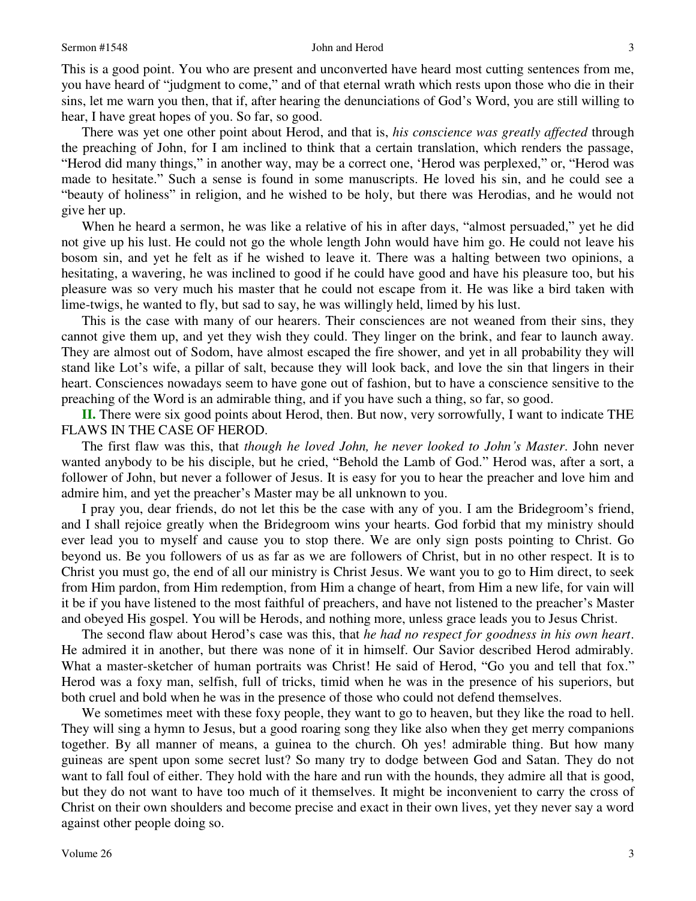This is a good point. You who are present and unconverted have heard most cutting sentences from me, you have heard of "judgment to come," and of that eternal wrath which rests upon those who die in their sins, let me warn you then, that if, after hearing the denunciations of God's Word, you are still willing to hear, I have great hopes of you. So far, so good.

There was yet one other point about Herod, and that is, *his conscience was greatly affected* through the preaching of John, for I am inclined to think that a certain translation, which renders the passage, "Herod did many things," in another way, may be a correct one, 'Herod was perplexed," or, "Herod was made to hesitate." Such a sense is found in some manuscripts. He loved his sin, and he could see a "beauty of holiness" in religion, and he wished to be holy, but there was Herodias, and he would not give her up.

When he heard a sermon, he was like a relative of his in after days, "almost persuaded," yet he did not give up his lust. He could not go the whole length John would have him go. He could not leave his bosom sin, and yet he felt as if he wished to leave it. There was a halting between two opinions, a hesitating, a wavering, he was inclined to good if he could have good and have his pleasure too, but his pleasure was so very much his master that he could not escape from it. He was like a bird taken with lime-twigs, he wanted to fly, but sad to say, he was willingly held, limed by his lust.

This is the case with many of our hearers. Their consciences are not weaned from their sins, they cannot give them up, and yet they wish they could. They linger on the brink, and fear to launch away. They are almost out of Sodom, have almost escaped the fire shower, and yet in all probability they will stand like Lot's wife, a pillar of salt, because they will look back, and love the sin that lingers in their heart. Consciences nowadays seem to have gone out of fashion, but to have a conscience sensitive to the preaching of the Word is an admirable thing, and if you have such a thing, so far, so good.

**II.** There were six good points about Herod, then. But now, very sorrowfully, I want to indicate THE FLAWS IN THE CASE OF HEROD.

The first flaw was this, that *though he loved John, he never looked to John's Master*. John never wanted anybody to be his disciple, but he cried, "Behold the Lamb of God." Herod was, after a sort, a follower of John, but never a follower of Jesus. It is easy for you to hear the preacher and love him and admire him, and yet the preacher's Master may be all unknown to you.

I pray you, dear friends, do not let this be the case with any of you. I am the Bridegroom's friend, and I shall rejoice greatly when the Bridegroom wins your hearts. God forbid that my ministry should ever lead you to myself and cause you to stop there. We are only sign posts pointing to Christ. Go beyond us. Be you followers of us as far as we are followers of Christ, but in no other respect. It is to Christ you must go, the end of all our ministry is Christ Jesus. We want you to go to Him direct, to seek from Him pardon, from Him redemption, from Him a change of heart, from Him a new life, for vain will it be if you have listened to the most faithful of preachers, and have not listened to the preacher's Master and obeyed His gospel. You will be Herods, and nothing more, unless grace leads you to Jesus Christ.

The second flaw about Herod's case was this, that *he had no respect for goodness in his own heart*. He admired it in another, but there was none of it in himself. Our Savior described Herod admirably. What a master-sketcher of human portraits was Christ! He said of Herod, "Go you and tell that fox." Herod was a foxy man, selfish, full of tricks, timid when he was in the presence of his superiors, but both cruel and bold when he was in the presence of those who could not defend themselves.

We sometimes meet with these foxy people, they want to go to heaven, but they like the road to hell. They will sing a hymn to Jesus, but a good roaring song they like also when they get merry companions together. By all manner of means, a guinea to the church. Oh yes! admirable thing. But how many guineas are spent upon some secret lust? So many try to dodge between God and Satan. They do not want to fall foul of either. They hold with the hare and run with the hounds, they admire all that is good, but they do not want to have too much of it themselves. It might be inconvenient to carry the cross of Christ on their own shoulders and become precise and exact in their own lives, yet they never say a word against other people doing so.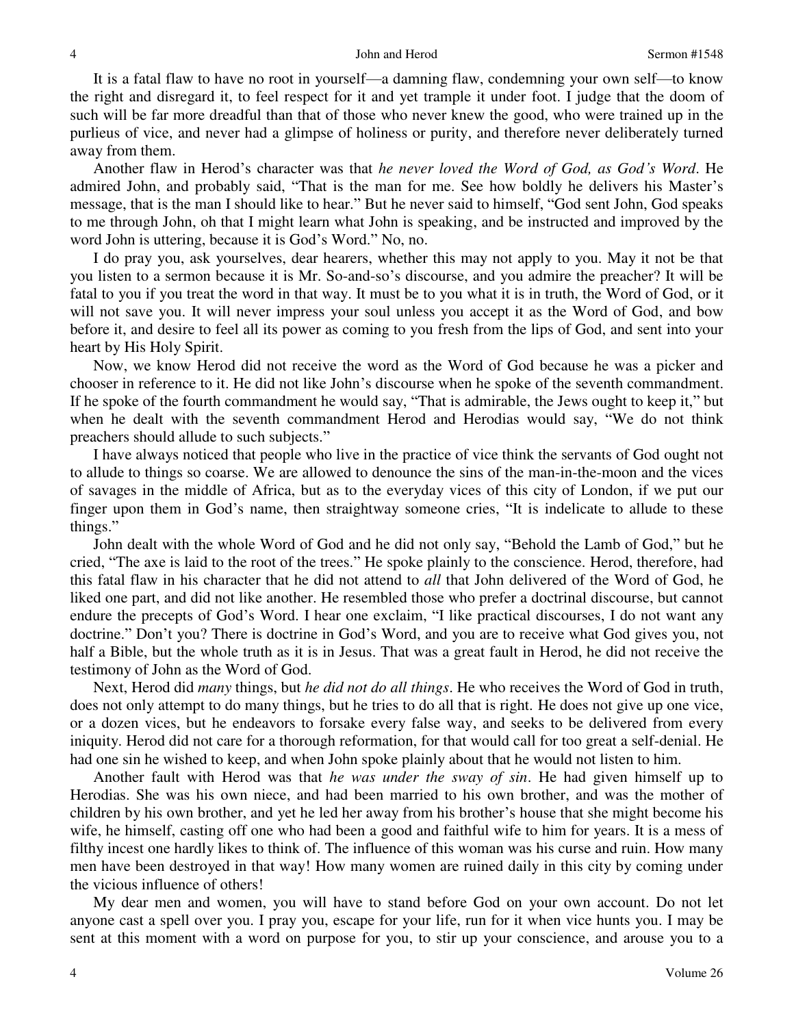It is a fatal flaw to have no root in yourself—a damning flaw, condemning your own self—to know the right and disregard it, to feel respect for it and yet trample it under foot. I judge that the doom of such will be far more dreadful than that of those who never knew the good, who were trained up in the purlieus of vice, and never had a glimpse of holiness or purity, and therefore never deliberately turned away from them.

Another flaw in Herod's character was that *he never loved the Word of God, as God's Word*. He admired John, and probably said, "That is the man for me. See how boldly he delivers his Master's message, that is the man I should like to hear." But he never said to himself, "God sent John, God speaks to me through John, oh that I might learn what John is speaking, and be instructed and improved by the word John is uttering, because it is God's Word." No, no.

I do pray you, ask yourselves, dear hearers, whether this may not apply to you. May it not be that you listen to a sermon because it is Mr. So-and-so's discourse, and you admire the preacher? It will be fatal to you if you treat the word in that way. It must be to you what it is in truth, the Word of God, or it will not save you. It will never impress your soul unless you accept it as the Word of God, and bow before it, and desire to feel all its power as coming to you fresh from the lips of God, and sent into your heart by His Holy Spirit.

Now, we know Herod did not receive the word as the Word of God because he was a picker and chooser in reference to it. He did not like John's discourse when he spoke of the seventh commandment. If he spoke of the fourth commandment he would say, "That is admirable, the Jews ought to keep it," but when he dealt with the seventh commandment Herod and Herodias would say, "We do not think preachers should allude to such subjects."

I have always noticed that people who live in the practice of vice think the servants of God ought not to allude to things so coarse. We are allowed to denounce the sins of the man-in-the-moon and the vices of savages in the middle of Africa, but as to the everyday vices of this city of London, if we put our finger upon them in God's name, then straightway someone cries, "It is indelicate to allude to these things."

John dealt with the whole Word of God and he did not only say, "Behold the Lamb of God," but he cried, "The axe is laid to the root of the trees." He spoke plainly to the conscience. Herod, therefore, had this fatal flaw in his character that he did not attend to *all* that John delivered of the Word of God, he liked one part, and did not like another. He resembled those who prefer a doctrinal discourse, but cannot endure the precepts of God's Word. I hear one exclaim, "I like practical discourses, I do not want any doctrine." Don't you? There is doctrine in God's Word, and you are to receive what God gives you, not half a Bible, but the whole truth as it is in Jesus. That was a great fault in Herod, he did not receive the testimony of John as the Word of God.

Next, Herod did *many* things, but *he did not do all things*. He who receives the Word of God in truth, does not only attempt to do many things, but he tries to do all that is right. He does not give up one vice, or a dozen vices, but he endeavors to forsake every false way, and seeks to be delivered from every iniquity. Herod did not care for a thorough reformation, for that would call for too great a self-denial. He had one sin he wished to keep, and when John spoke plainly about that he would not listen to him.

Another fault with Herod was that *he was under the sway of sin*. He had given himself up to Herodias. She was his own niece, and had been married to his own brother, and was the mother of children by his own brother, and yet he led her away from his brother's house that she might become his wife, he himself, casting off one who had been a good and faithful wife to him for years. It is a mess of filthy incest one hardly likes to think of. The influence of this woman was his curse and ruin. How many men have been destroyed in that way! How many women are ruined daily in this city by coming under the vicious influence of others!

My dear men and women, you will have to stand before God on your own account. Do not let anyone cast a spell over you. I pray you, escape for your life, run for it when vice hunts you. I may be sent at this moment with a word on purpose for you, to stir up your conscience, and arouse you to a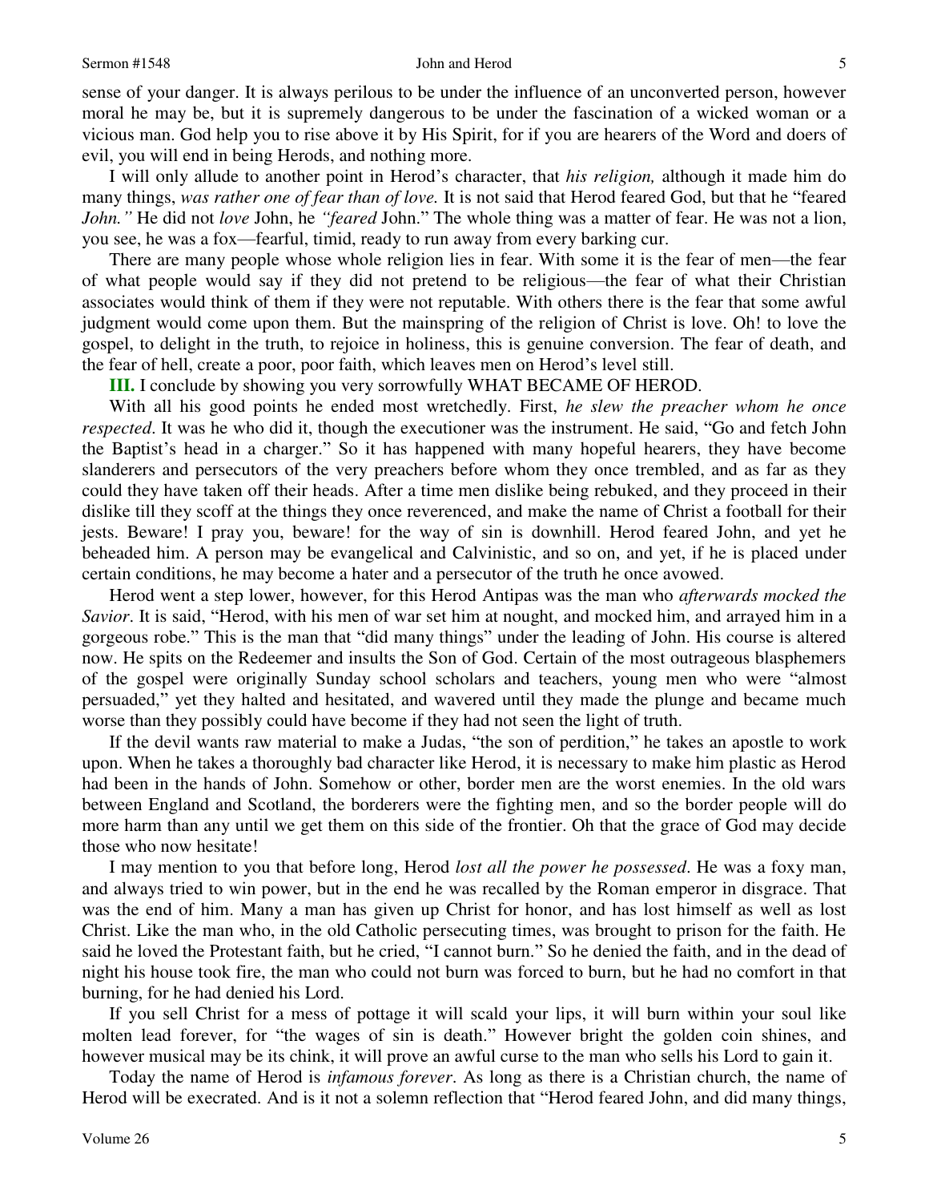sense of your danger. It is always perilous to be under the influence of an unconverted person, however moral he may be, but it is supremely dangerous to be under the fascination of a wicked woman or a vicious man. God help you to rise above it by His Spirit, for if you are hearers of the Word and doers of evil, you will end in being Herods, and nothing more.

I will only allude to another point in Herod's character, that *his religion,* although it made him do many things, *was rather one of fear than of love.* It is not said that Herod feared God, but that he "feared *John."* He did not *love* John, he *"feared* John." The whole thing was a matter of fear. He was not a lion, you see, he was a fox—fearful, timid, ready to run away from every barking cur.

There are many people whose whole religion lies in fear. With some it is the fear of men—the fear of what people would say if they did not pretend to be religious—the fear of what their Christian associates would think of them if they were not reputable. With others there is the fear that some awful judgment would come upon them. But the mainspring of the religion of Christ is love. Oh! to love the gospel, to delight in the truth, to rejoice in holiness, this is genuine conversion. The fear of death, and the fear of hell, create a poor, poor faith, which leaves men on Herod's level still.

**III.** I conclude by showing you very sorrowfully WHAT BECAME OF HEROD.

With all his good points he ended most wretchedly. First, *he slew the preacher whom he once respected*. It was he who did it, though the executioner was the instrument. He said, "Go and fetch John the Baptist's head in a charger." So it has happened with many hopeful hearers, they have become slanderers and persecutors of the very preachers before whom they once trembled, and as far as they could they have taken off their heads. After a time men dislike being rebuked, and they proceed in their dislike till they scoff at the things they once reverenced, and make the name of Christ a football for their jests. Beware! I pray you, beware! for the way of sin is downhill. Herod feared John, and yet he beheaded him. A person may be evangelical and Calvinistic, and so on, and yet, if he is placed under certain conditions, he may become a hater and a persecutor of the truth he once avowed.

Herod went a step lower, however, for this Herod Antipas was the man who *afterwards mocked the Savior*. It is said, "Herod, with his men of war set him at nought, and mocked him, and arrayed him in a gorgeous robe." This is the man that "did many things" under the leading of John. His course is altered now. He spits on the Redeemer and insults the Son of God. Certain of the most outrageous blasphemers of the gospel were originally Sunday school scholars and teachers, young men who were "almost persuaded," yet they halted and hesitated, and wavered until they made the plunge and became much worse than they possibly could have become if they had not seen the light of truth.

If the devil wants raw material to make a Judas, "the son of perdition," he takes an apostle to work upon. When he takes a thoroughly bad character like Herod, it is necessary to make him plastic as Herod had been in the hands of John. Somehow or other, border men are the worst enemies. In the old wars between England and Scotland, the borderers were the fighting men, and so the border people will do more harm than any until we get them on this side of the frontier. Oh that the grace of God may decide those who now hesitate!

I may mention to you that before long, Herod *lost all the power he possessed*. He was a foxy man, and always tried to win power, but in the end he was recalled by the Roman emperor in disgrace. That was the end of him. Many a man has given up Christ for honor, and has lost himself as well as lost Christ. Like the man who, in the old Catholic persecuting times, was brought to prison for the faith. He said he loved the Protestant faith, but he cried, "I cannot burn." So he denied the faith, and in the dead of night his house took fire, the man who could not burn was forced to burn, but he had no comfort in that burning, for he had denied his Lord.

If you sell Christ for a mess of pottage it will scald your lips, it will burn within your soul like molten lead forever, for "the wages of sin is death." However bright the golden coin shines, and however musical may be its chink, it will prove an awful curse to the man who sells his Lord to gain it.

Today the name of Herod is *infamous forever*. As long as there is a Christian church, the name of Herod will be execrated. And is it not a solemn reflection that "Herod feared John, and did many things,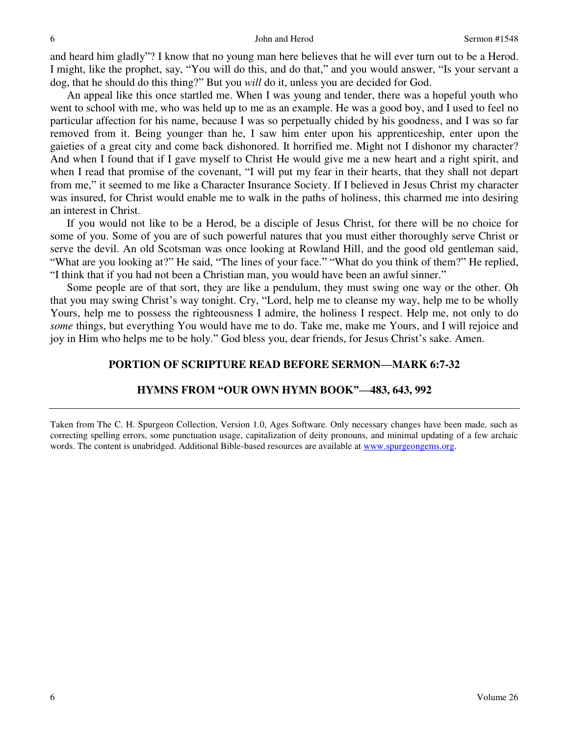and heard him gladly"? I know that no young man here believes that he will ever turn out to be a Herod. I might, like the prophet, say, "You will do this, and do that," and you would answer, "Is your servant a dog, that he should do this thing?" But you *will* do it, unless you are decided for God.

An appeal like this once startled me. When I was young and tender, there was a hopeful youth who went to school with me, who was held up to me as an example. He was a good boy, and I used to feel no particular affection for his name, because I was so perpetually chided by his goodness, and I was so far removed from it. Being younger than he, I saw him enter upon his apprenticeship, enter upon the gaieties of a great city and come back dishonored. It horrified me. Might not I dishonor my character? And when I found that if I gave myself to Christ He would give me a new heart and a right spirit, and when I read that promise of the covenant, "I will put my fear in their hearts, that they shall not depart from me," it seemed to me like a Character Insurance Society. If I believed in Jesus Christ my character was insured, for Christ would enable me to walk in the paths of holiness, this charmed me into desiring an interest in Christ.

If you would not like to be a Herod, be a disciple of Jesus Christ, for there will be no choice for some of you. Some of you are of such powerful natures that you must either thoroughly serve Christ or serve the devil. An old Scotsman was once looking at Rowland Hill, and the good old gentleman said, "What are you looking at?" He said, "The lines of your face." "What do you think of them?" He replied, "I think that if you had not been a Christian man, you would have been an awful sinner."

Some people are of that sort, they are like a pendulum, they must swing one way or the other. Oh that you may swing Christ's way tonight. Cry, "Lord, help me to cleanse my way, help me to be wholly Yours, help me to possess the righteousness I admire, the holiness I respect. Help me, not only to do *some* things, but everything You would have me to do. Take me, make me Yours, and I will rejoice and joy in Him who helps me to be holy." God bless you, dear friends, for Jesus Christ's sake. Amen.

**PORTION OF SCRIPTURE READ BEFORE SERMON—MARK 6:7-32**

**HYMNS FROM "OUR OWN HYMN BOOK"—483, 643, 992**

---

Taken from The C. H. Spurgeon Collection, Version 1.0, Ages Software. Only necessary changes have been made, such as correcting spelling errors, some punctuation usage, capitalization of deity pronouns, and minimal updating of a few archaic words. The content is unabridged. Additional Bible-based resources are available at www.spurgeongems.org.